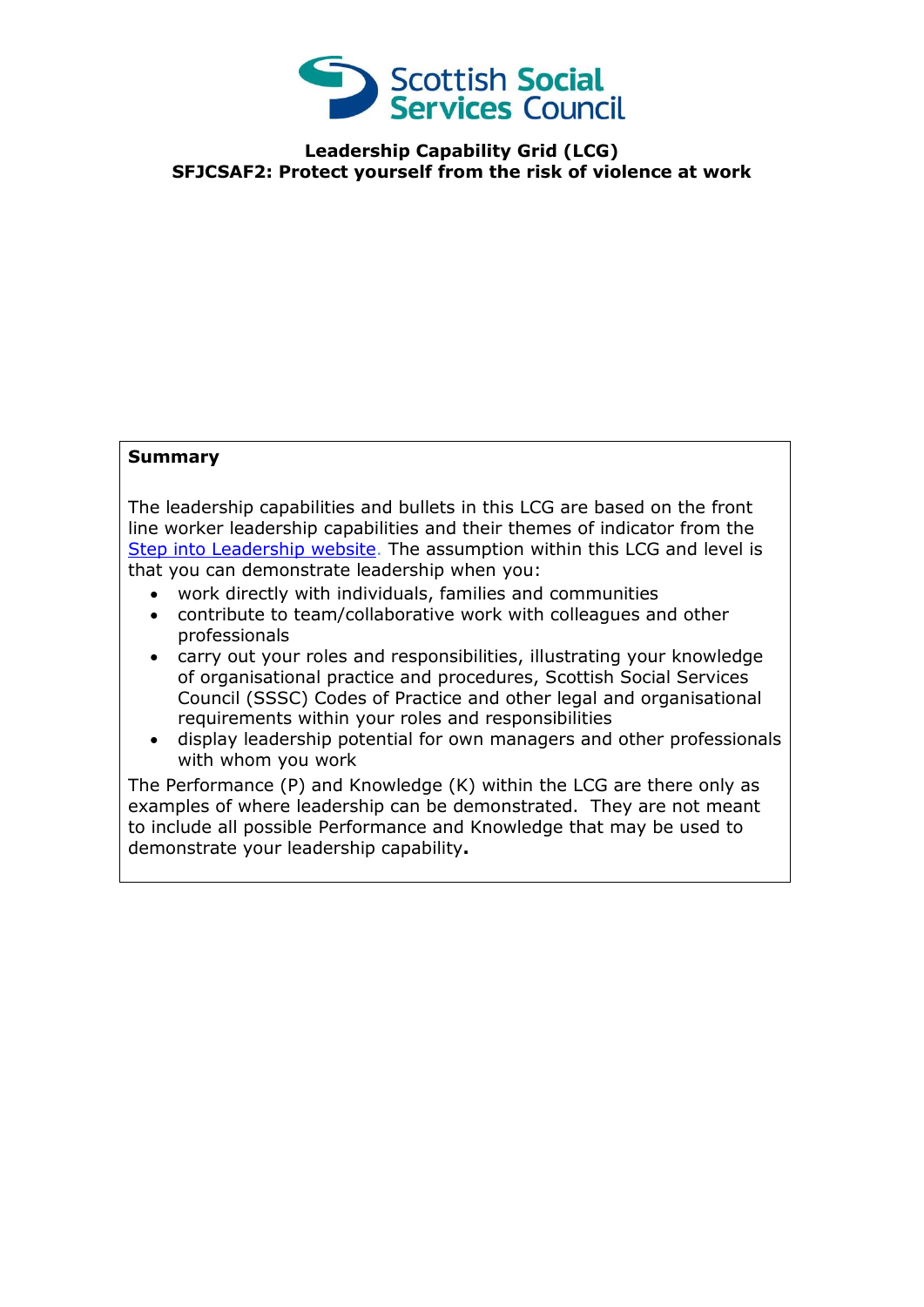Scottish Social Services Council

**Leadership Capability Grid (LCG)**
**SFJCSAF2: Protect yourself from the risk of violence at work**

**Summary**

The leadership capabilities and bullets in this LCG are based on the front line worker leadership capabilities and their themes of indicator from the [Step into Leadership website](). The assumption within this LCG and level is that you can demonstrate leadership when you:

- work directly with individuals, families and communities
- contribute to team/collaborative work with colleagues and other professionals
- carry out your roles and responsibilities, illustrating your knowledge of organisational practice and procedures, Scottish Social Services Council (SSSC) Codes of Practice and other legal and organisational requirements within your roles and responsibilities
- display leadership potential for own managers and other professionals with whom you work

The Performance (P) and Knowledge (K) within the LCG are there only as examples of where leadership can be demonstrated. They are not meant to include all possible Performance and Knowledge that may be used to demonstrate your leadership capability**.**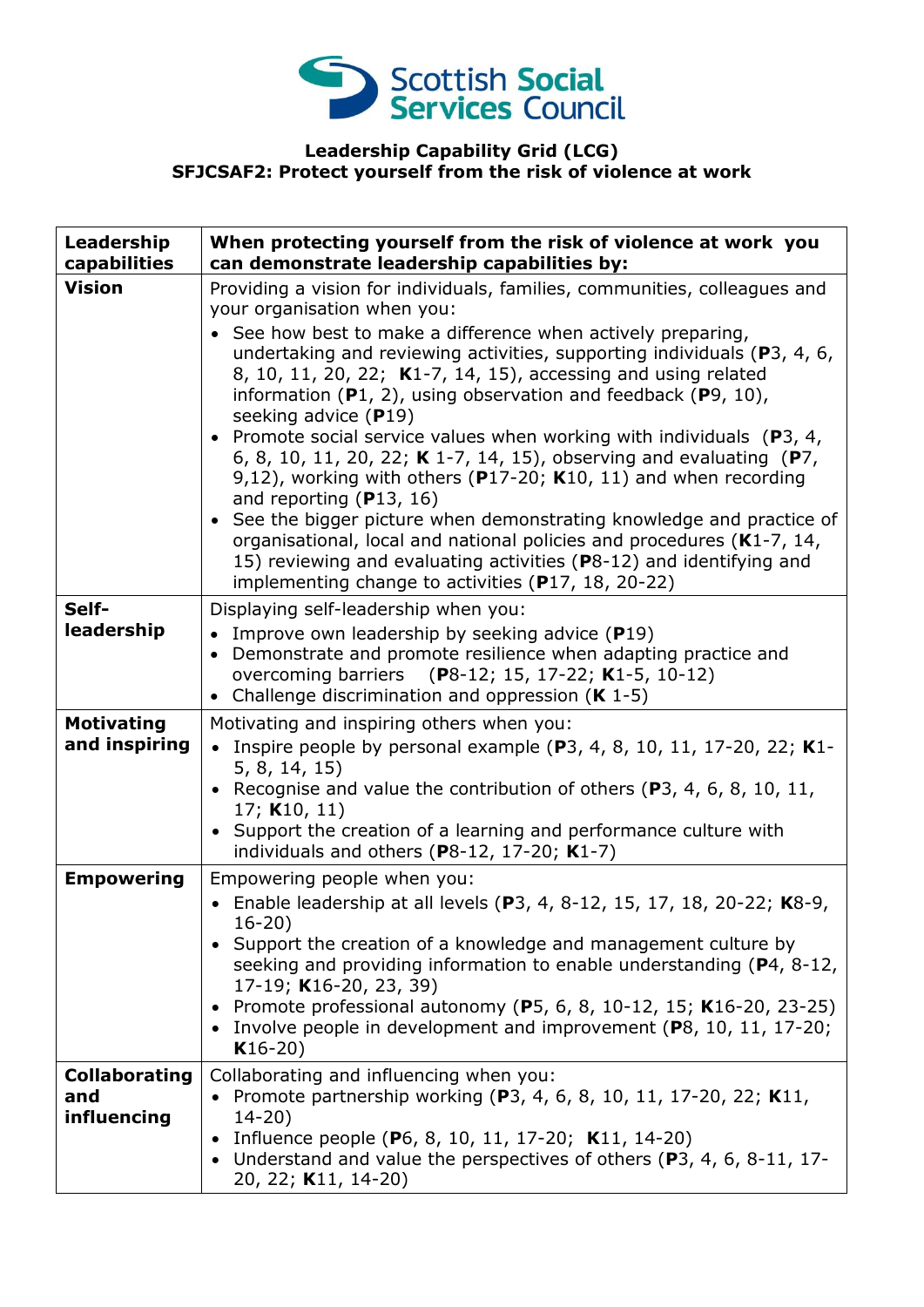Scottish Social Services Council

**Leadership Capability Grid (LCG)**
**SFJCSAF2: Protect yourself from the risk of violence at work**

| Leadership capabilities | When protecting yourself from the risk of violence at work you can demonstrate leadership capabilities by: |
|---|---|
| **Vision** | Providing a vision for individuals, families, communities, colleagues and your organisation when you:<br>• See how best to make a difference when actively preparing, undertaking and reviewing activities, supporting individuals (**P**3, 4, 6, 8, 10, 11, 20, 22; **K**1-7, 14, 15), accessing and using related information (**P**1, 2), using observation and feedback (**P**9, 10), seeking advice (**P**19)<br>• Promote social service values when working with individuals (**P**3, 4, 6, 8, 10, 11, 20, 22; **K** 1-7, 14, 15), observing and evaluating (**P**7, 9,12), working with others (**P**17-20; **K**10, 11) and when recording and reporting (**P**13, 16)<br>• See the bigger picture when demonstrating knowledge and practice of organisational, local and national policies and procedures (**K**1-7, 14, 15) reviewing and evaluating activities (**P**8-12) and identifying and implementing change to activities (**P**17, 18, 20-22) |
| **Self-leadership** | Displaying self-leadership when you:<br>• Improve own leadership by seeking advice (**P**19)<br>• Demonstrate and promote resilience when adapting practice and overcoming barriers (**P**8-12; 15, 17-22; **K**1-5, 10-12)<br>• Challenge discrimination and oppression (**K** 1-5) |
| **Motivating and inspiring** | Motivating and inspiring others when you:<br>• Inspire people by personal example (**P**3, 4, 8, 10, 11, 17-20, 22; **K**1-5, 8, 14, 15)<br>• Recognise and value the contribution of others (**P**3, 4, 6, 8, 10, 11, 17; **K**10, 11)<br>• Support the creation of a learning and performance culture with individuals and others (**P**8-12, 17-20; **K**1-7) |
| **Empowering** | Empowering people when you:<br>• Enable leadership at all levels (**P**3, 4, 8-12, 15, 17, 18, 20-22; **K**8-9, 16-20)<br>• Support the creation of a knowledge and management culture by seeking and providing information to enable understanding (**P**4, 8-12, 17-19; **K**16-20, 23, 39)<br>• Promote professional autonomy (**P**5, 6, 8, 10-12, 15; **K**16-20, 23-25)<br>• Involve people in development and improvement (**P**8, 10, 11, 17-20; **K**16-20) |
| **Collaborating and influencing** | Collaborating and influencing when you:<br>• Promote partnership working (**P**3, 4, 6, 8, 10, 11, 17-20, 22; **K**11, 14-20)<br>• Influence people (**P**6, 8, 10, 11, 17-20; **K**11, 14-20)<br>• Understand and value the perspectives of others (**P**3, 4, 6, 8-11, 17-20, 22; **K**11, 14-20) |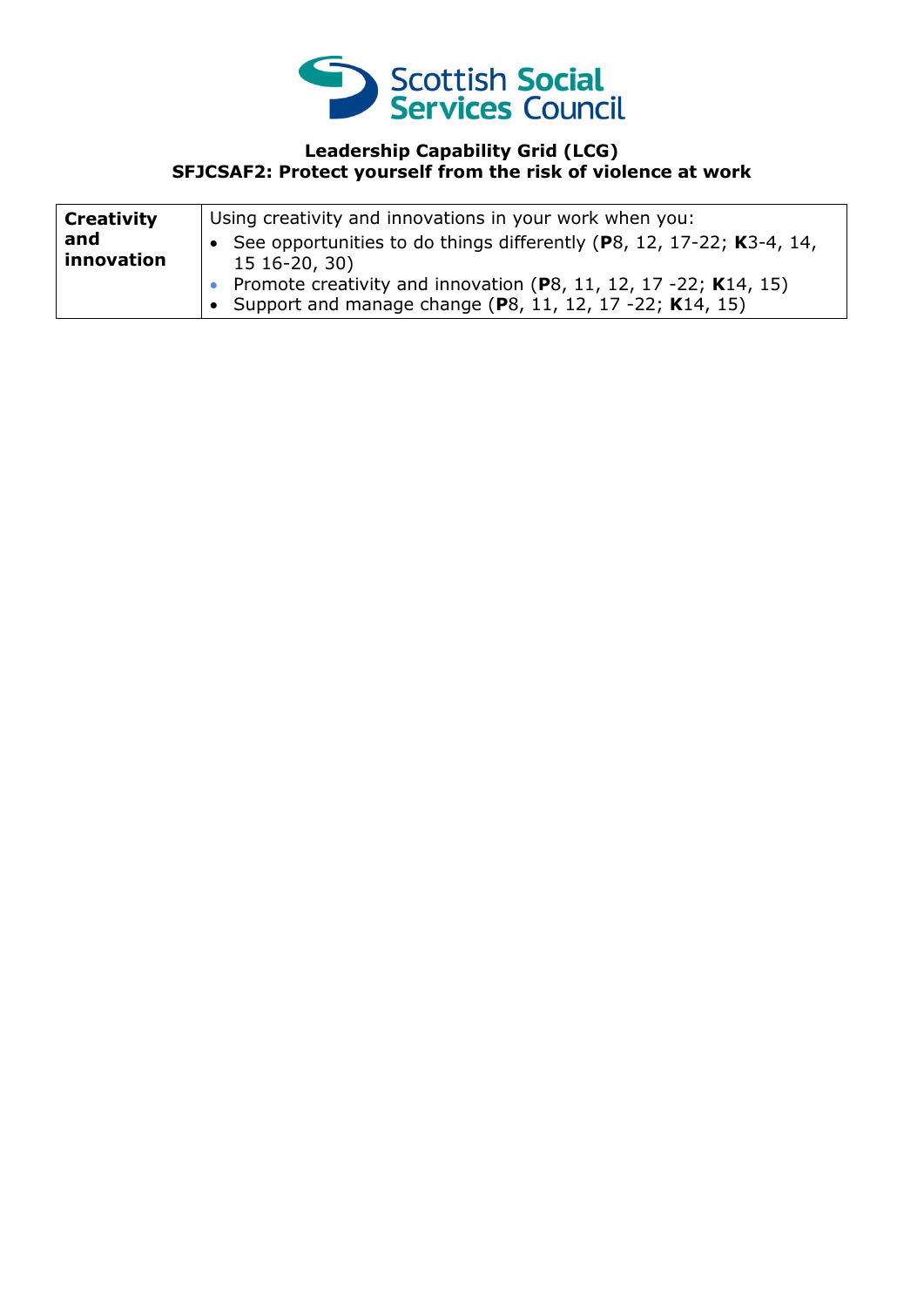**Leadership Capability Grid (LCG)**
**SFJCSAF2: Protect yourself from the risk of violence at work**

| | |
|---|---|
| **Creativity and innovation** | Using creativity and innovations in your work when you:<br>• See opportunities to do things differently (**P**8, 12, 17-22; **K**3-4, 14, 15 16-20, 30)<br>• Promote creativity and innovation (**P**8, 11, 12, 17 -22; **K**14, 15)<br>• Support and manage change (**P**8, 11, 12, 17 -22; **K**14, 15) |